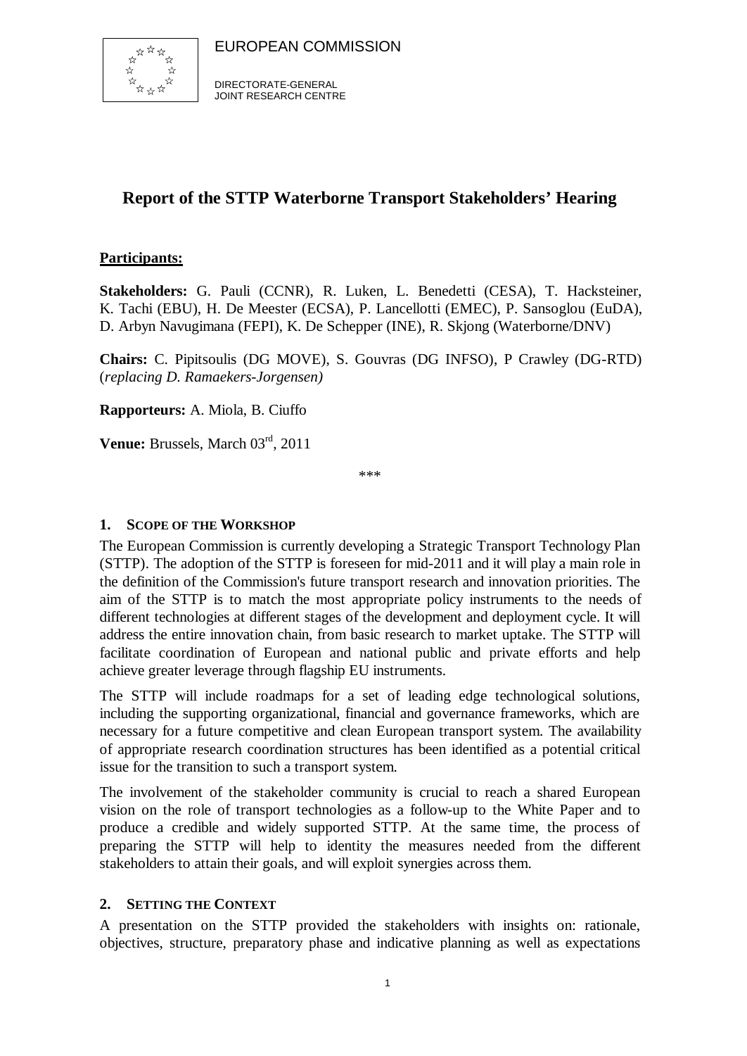EUROPEAN COMMISSION

DIRECTORATE-GENERAL
JOINT RESEARCH CENTRE

# Report of the STTP Waterborne Transport Stakeholders' Hearing

**Participants:**

**Stakeholders:** G. Pauli (CCNR), R. Luken, L. Benedetti (CESA), T. Hacksteiner, K. Tachi (EBU), H. De Meester (ECSA), P. Lancellotti (EMEC), P. Sansoglou (EuDA), D. Arbyn Navugimana (FEPI), K. De Schepper (INE), R. Skjong (Waterborne/DNV)

**Chairs:** C. Pipitsoulis (DG MOVE), S. Gouvras (DG INFSO), P Crawley (DG-RTD) (*replacing D. Ramaekers-Jorgensen)*

**Rapporteurs:** A. Miola, B. Ciuffo

**Venue:** Brussels, March 03rd, 2011

\*\*\*

## 1. Scope of the Workshop

The European Commission is currently developing a Strategic Transport Technology Plan (STTP). The adoption of the STTP is foreseen for mid-2011 and it will play a main role in the definition of the Commission's future transport research and innovation priorities. The aim of the STTP is to match the most appropriate policy instruments to the needs of different technologies at different stages of the development and deployment cycle. It will address the entire innovation chain, from basic research to market uptake. The STTP will facilitate coordination of European and national public and private efforts and help achieve greater leverage through flagship EU instruments.

The STTP will include roadmaps for a set of leading edge technological solutions, including the supporting organizational, financial and governance frameworks, which are necessary for a future competitive and clean European transport system. The availability of appropriate research coordination structures has been identified as a potential critical issue for the transition to such a transport system.

The involvement of the stakeholder community is crucial to reach a shared European vision on the role of transport technologies as a follow-up to the White Paper and to produce a credible and widely supported STTP. At the same time, the process of preparing the STTP will help to identity the measures needed from the different stakeholders to attain their goals, and will exploit synergies across them.

## 2. Setting the Context

A presentation on the STTP provided the stakeholders with insights on: rationale, objectives, structure, preparatory phase and indicative planning as well as expectations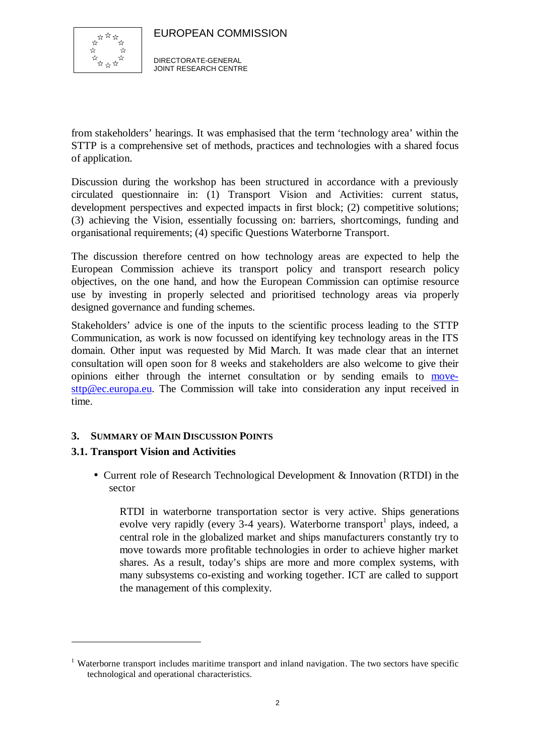from stakeholders' hearings. It was emphasised that the term 'technology area' within the STTP is a comprehensive set of methods, practices and technologies with a shared focus of application.

Discussion during the workshop has been structured in accordance with a previously circulated questionnaire in: (1) Transport Vision and Activities: current status, development perspectives and expected impacts in first block; (2) competitive solutions; (3) achieving the Vision, essentially focussing on: barriers, shortcomings, funding and organisational requirements; (4) specific Questions Waterborne Transport.

The discussion therefore centred on how technology areas are expected to help the European Commission achieve its transport policy and transport research policy objectives, on the one hand, and how the European Commission can optimise resource use by investing in properly selected and prioritised technology areas via properly designed governance and funding schemes.

Stakeholders' advice is one of the inputs to the scientific process leading to the STTP Communication, as work is now focussed on identifying key technology areas in the ITS domain. Other input was requested by Mid March. It was made clear that an internet consultation will open soon for 8 weeks and stakeholders are also welcome to give their opinions either through the internet consultation or by sending emails to move-sttp@ec.europa.eu. The Commission will take into consideration any input received in time.

## 3. Summary of Main Discussion Points

### 3.1. Transport Vision and Activities

- Current role of Research Technological Development & Innovation (RTDI) in the sector

  RTDI in waterborne transportation sector is very active. Ships generations evolve very rapidly (every 3-4 years). Waterborne transport[1] plays, indeed, a central role in the globalized market and ships manufacturers constantly try to move towards more profitable technologies in order to achieve higher market shares. As a result, today's ships are more and more complex systems, with many subsystems co-existing and working together. ICT are called to support the management of this complexity.

---

[1] Waterborne transport includes maritime transport and inland navigation. The two sectors have specific technological and operational characteristics.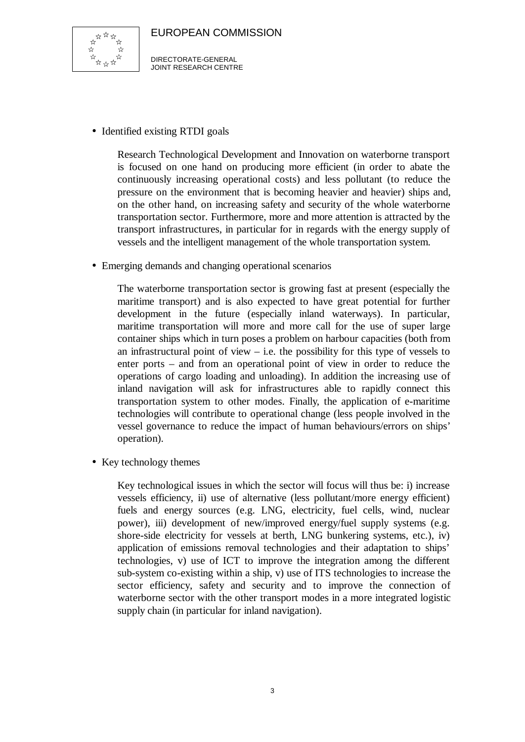- Identified existing RTDI goals

  Research Technological Development and Innovation on waterborne transport is focused on one hand on producing more efficient (in order to abate the continuously increasing operational costs) and less pollutant (to reduce the pressure on the environment that is becoming heavier and heavier) ships and, on the other hand, on increasing safety and security of the whole waterborne transportation sector. Furthermore, more and more attention is attracted by the transport infrastructures, in particular for in regards with the energy supply of vessels and the intelligent management of the whole transportation system.

- Emerging demands and changing operational scenarios

  The waterborne transportation sector is growing fast at present (especially the maritime transport) and is also expected to have great potential for further development in the future (especially inland waterways). In particular, maritime transportation will more and more call for the use of super large container ships which in turn poses a problem on harbour capacities (both from an infrastructural point of view – i.e. the possibility for this type of vessels to enter ports – and from an operational point of view in order to reduce the operations of cargo loading and unloading). In addition the increasing use of inland navigation will ask for infrastructures able to rapidly connect this transportation system to other modes. Finally, the application of e-maritime technologies will contribute to operational change (less people involved in the vessel governance to reduce the impact of human behaviours/errors on ships' operation).

- Key technology themes

  Key technological issues in which the sector will focus will thus be: i) increase vessels efficiency, ii) use of alternative (less pollutant/more energy efficient) fuels and energy sources (e.g. LNG, electricity, fuel cells, wind, nuclear power), iii) development of new/improved energy/fuel supply systems (e.g. shore-side electricity for vessels at berth, LNG bunkering systems, etc.), iv) application of emissions removal technologies and their adaptation to ships' technologies, v) use of ICT to improve the integration among the different sub-system co-existing within a ship, v) use of ITS technologies to increase the sector efficiency, safety and security and to improve the connection of waterborne sector with the other transport modes in a more integrated logistic supply chain (in particular for inland navigation).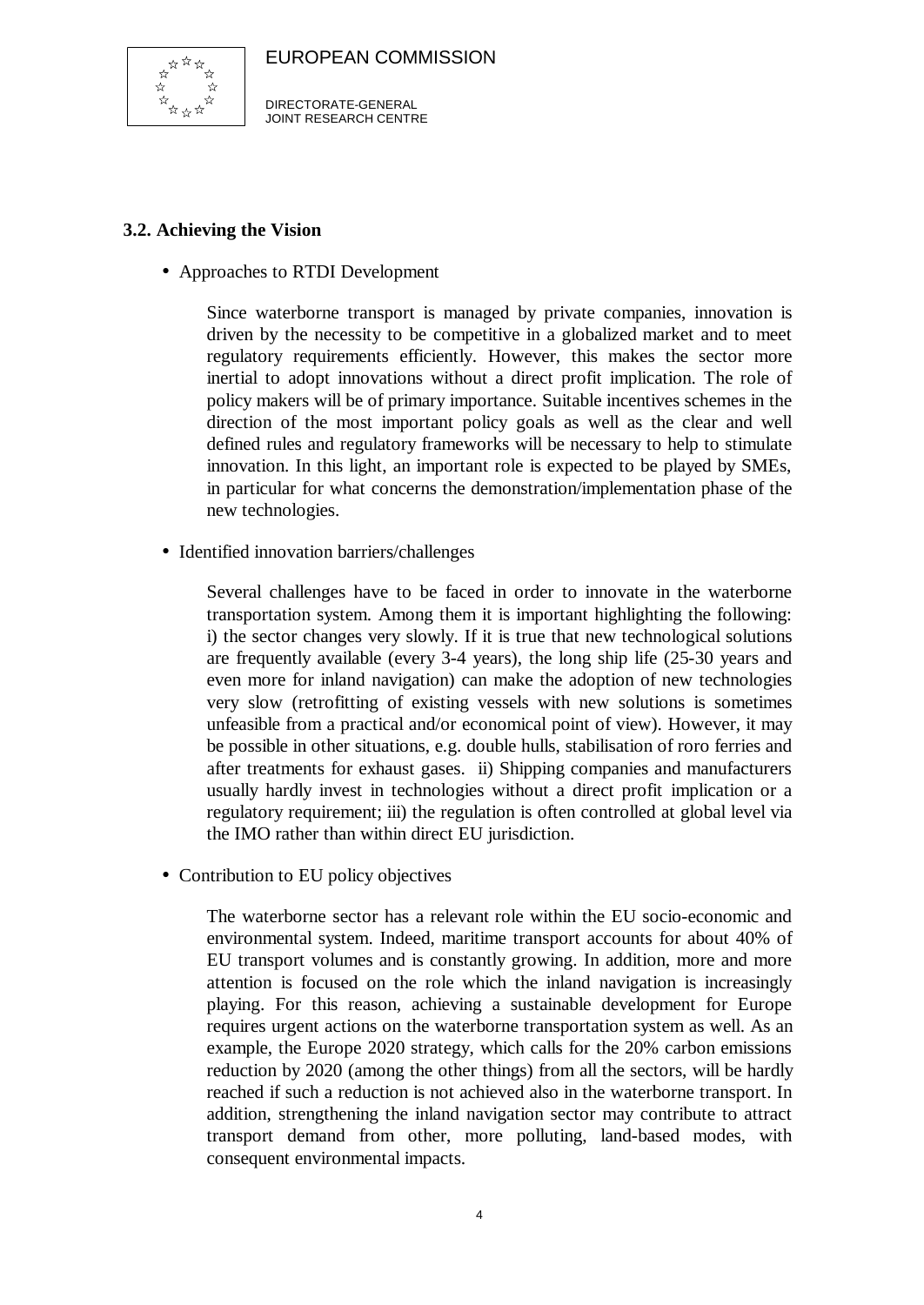### 3.2. Achieving the Vision

- Approaches to RTDI Development

  Since waterborne transport is managed by private companies, innovation is driven by the necessity to be competitive in a globalized market and to meet regulatory requirements efficiently. However, this makes the sector more inertial to adopt innovations without a direct profit implication. The role of policy makers will be of primary importance. Suitable incentives schemes in the direction of the most important policy goals as well as the clear and well defined rules and regulatory frameworks will be necessary to help to stimulate innovation. In this light, an important role is expected to be played by SMEs, in particular for what concerns the demonstration/implementation phase of the new technologies.

- Identified innovation barriers/challenges

  Several challenges have to be faced in order to innovate in the waterborne transportation system. Among them it is important highlighting the following: i) the sector changes very slowly. If it is true that new technological solutions are frequently available (every 3-4 years), the long ship life (25-30 years and even more for inland navigation) can make the adoption of new technologies very slow (retrofitting of existing vessels with new solutions is sometimes unfeasible from a practical and/or economical point of view). However, it may be possible in other situations, e.g. double hulls, stabilisation of roro ferries and after treatments for exhaust gases. ii) Shipping companies and manufacturers usually hardly invest in technologies without a direct profit implication or a regulatory requirement; iii) the regulation is often controlled at global level via the IMO rather than within direct EU jurisdiction.

- Contribution to EU policy objectives

  The waterborne sector has a relevant role within the EU socio-economic and environmental system. Indeed, maritime transport accounts for about 40% of EU transport volumes and is constantly growing. In addition, more and more attention is focused on the role which the inland navigation is increasingly playing. For this reason, achieving a sustainable development for Europe requires urgent actions on the waterborne transportation system as well. As an example, the Europe 2020 strategy, which calls for the 20% carbon emissions reduction by 2020 (among the other things) from all the sectors, will be hardly reached if such a reduction is not achieved also in the waterborne transport. In addition, strengthening the inland navigation sector may contribute to attract transport demand from other, more polluting, land-based modes, with consequent environmental impacts.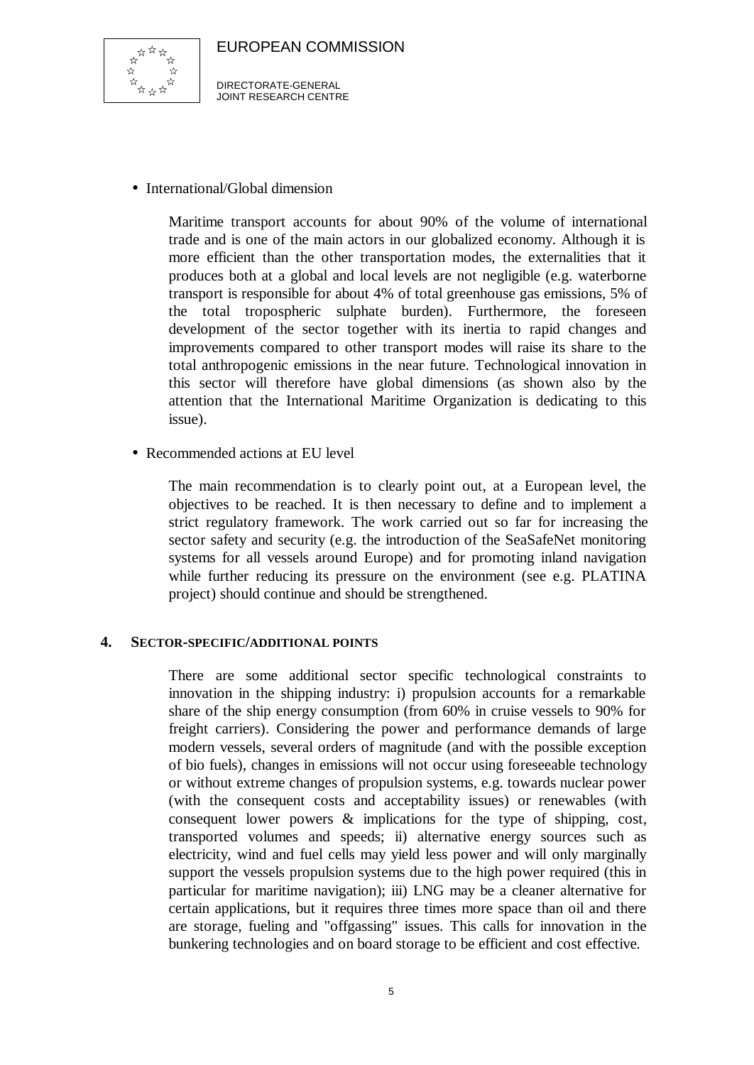- International/Global dimension

  Maritime transport accounts for about 90% of the volume of international trade and is one of the main actors in our globalized economy. Although it is more efficient than the other transportation modes, the externalities that it produces both at a global and local levels are not negligible (e.g. waterborne transport is responsible for about 4% of total greenhouse gas emissions, 5% of the total tropospheric sulphate burden). Furthermore, the foreseen development of the sector together with its inertia to rapid changes and improvements compared to other transport modes will raise its share to the total anthropogenic emissions in the near future. Technological innovation in this sector will therefore have global dimensions (as shown also by the attention that the International Maritime Organization is dedicating to this issue).

- Recommended actions at EU level

  The main recommendation is to clearly point out, at a European level, the objectives to be reached. It is then necessary to define and to implement a strict regulatory framework. The work carried out so far for increasing the sector safety and security (e.g. the introduction of the SeaSafeNet monitoring systems for all vessels around Europe) and for promoting inland navigation while further reducing its pressure on the environment (see e.g. PLATINA project) should continue and should be strengthened.

## 4. Sector-specific/additional points

There are some additional sector specific technological constraints to innovation in the shipping industry: i) propulsion accounts for a remarkable share of the ship energy consumption (from 60% in cruise vessels to 90% for freight carriers). Considering the power and performance demands of large modern vessels, several orders of magnitude (and with the possible exception of bio fuels), changes in emissions will not occur using foreseeable technology or without extreme changes of propulsion systems, e.g. towards nuclear power (with the consequent costs and acceptability issues) or renewables (with consequent lower powers & implications for the type of shipping, cost, transported volumes and speeds; ii) alternative energy sources such as electricity, wind and fuel cells may yield less power and will only marginally support the vessels propulsion systems due to the high power required (this in particular for maritime navigation); iii) LNG may be a cleaner alternative for certain applications, but it requires three times more space than oil and there are storage, fueling and "offgassing" issues. This calls for innovation in the bunkering technologies and on board storage to be efficient and cost effective.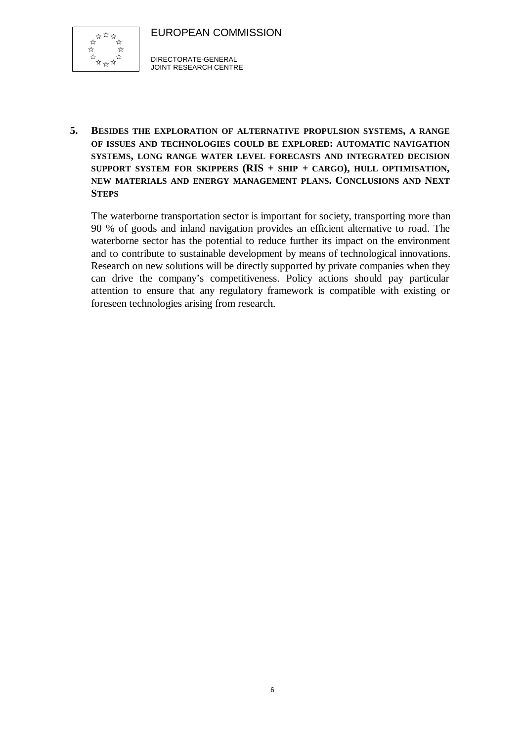## 5. Besides the exploration of alternative propulsion systems, a range of issues and technologies could be explored: automatic navigation systems, long range water level forecasts and integrated decision support system for skippers (RIS + ship + cargo), hull optimisation, new materials and energy management plans. Conclusions and Next Steps

The waterborne transportation sector is important for society, transporting more than 90 % of goods and inland navigation provides an efficient alternative to road. The waterborne sector has the potential to reduce further its impact on the environment and to contribute to sustainable development by means of technological innovations. Research on new solutions will be directly supported by private companies when they can drive the company's competitiveness. Policy actions should pay particular attention to ensure that any regulatory framework is compatible with existing or foreseen technologies arising from research.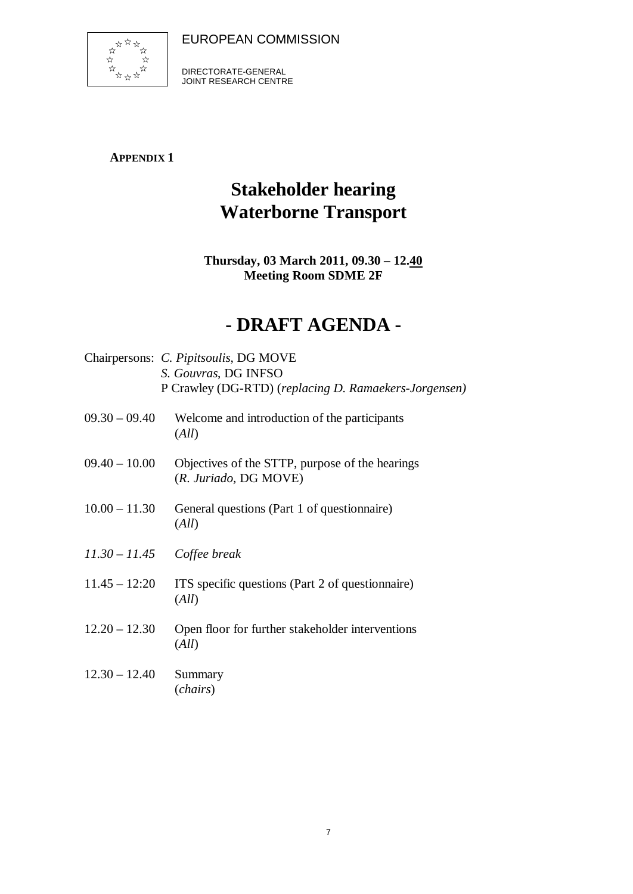EUROPEAN COMMISSION

DIRECTORATE-GENERAL
JOINT RESEARCH CENTRE

**APPENDIX 1**

# Stakeholder hearing Waterborne Transport

**Thursday, 03 March 2011, 09.30 – 12.40**
**Meeting Room SDME 2F**

# - DRAFT AGENDA -

Chairpersons: *C. Pipitsoulis*, DG MOVE
*S. Gouvras*, DG INFSO
P Crawley (DG-RTD) (*replacing D. Ramaekers-Jorgensen)*

09.30 – 09.40 Welcome and introduction of the participants
(*All*)

09.40 – 10.00 Objectives of the STTP, purpose of the hearings
(*R. Juriado*, DG MOVE)

10.00 – 11.30 General questions (Part 1 of questionnaire)
(*All*)

*11.30 – 11.45 Coffee break*

11.45 – 12:20 ITS specific questions (Part 2 of questionnaire)
(*All*)

12.20 – 12.30 Open floor for further stakeholder interventions
(*All*)

12.30 – 12.40 Summary
(*chairs*)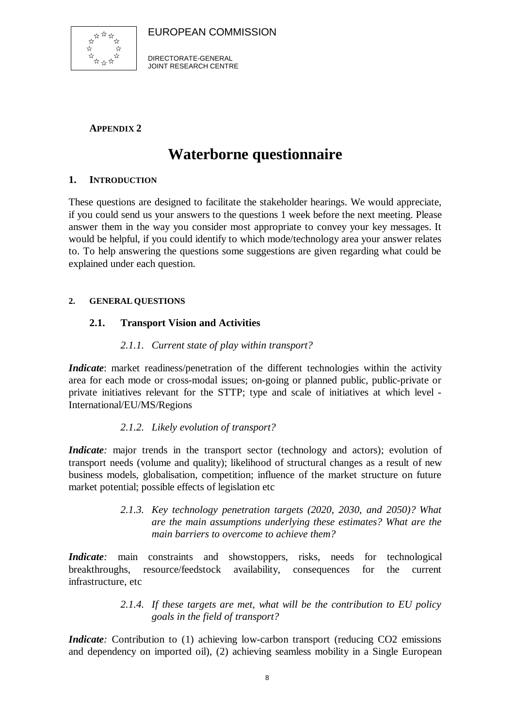EUROPEAN COMMISSION

DIRECTORATE-GENERAL
JOINT RESEARCH CENTRE

**APPENDIX 2**

# Waterborne questionnaire

## 1. INTRODUCTION

These questions are designed to facilitate the stakeholder hearings. We would appreciate, if you could send us your answers to the questions 1 week before the next meeting. Please answer them in the way you consider most appropriate to convey your key messages. It would be helpful, if you could identify to which mode/technology area your answer relates to. To help answering the questions some suggestions are given regarding what could be explained under each question.

## 2. GENERAL QUESTIONS

### 2.1. Transport Vision and Activities

#### *2.1.1. Current state of play within transport?*

***Indicate***: market readiness/penetration of the different technologies within the activity area for each mode or cross-modal issues; on-going or planned public, public-private or private initiatives relevant for the STTP; type and scale of initiatives at which level - International/EU/MS/Regions

#### *2.1.2. Likely evolution of transport?*

***Indicate:*** major trends in the transport sector (technology and actors); evolution of transport needs (volume and quality); likelihood of structural changes as a result of new business models, globalisation, competition; influence of the market structure on future market potential; possible effects of legislation etc

#### *2.1.3. Key technology penetration targets (2020, 2030, and 2050)? What are the main assumptions underlying these estimates? What are the main barriers to overcome to achieve them?*

***Indicate:*** main constraints and showstoppers, risks, needs for technological breakthroughs, resource/feedstock availability, consequences for the current infrastructure, etc

#### *2.1.4. If these targets are met, what will be the contribution to EU policy goals in the field of transport?*

***Indicate:*** Contribution to (1) achieving low-carbon transport (reducing $CO_2$ emissions and dependency on imported oil), (2) achieving seamless mobility in a Single European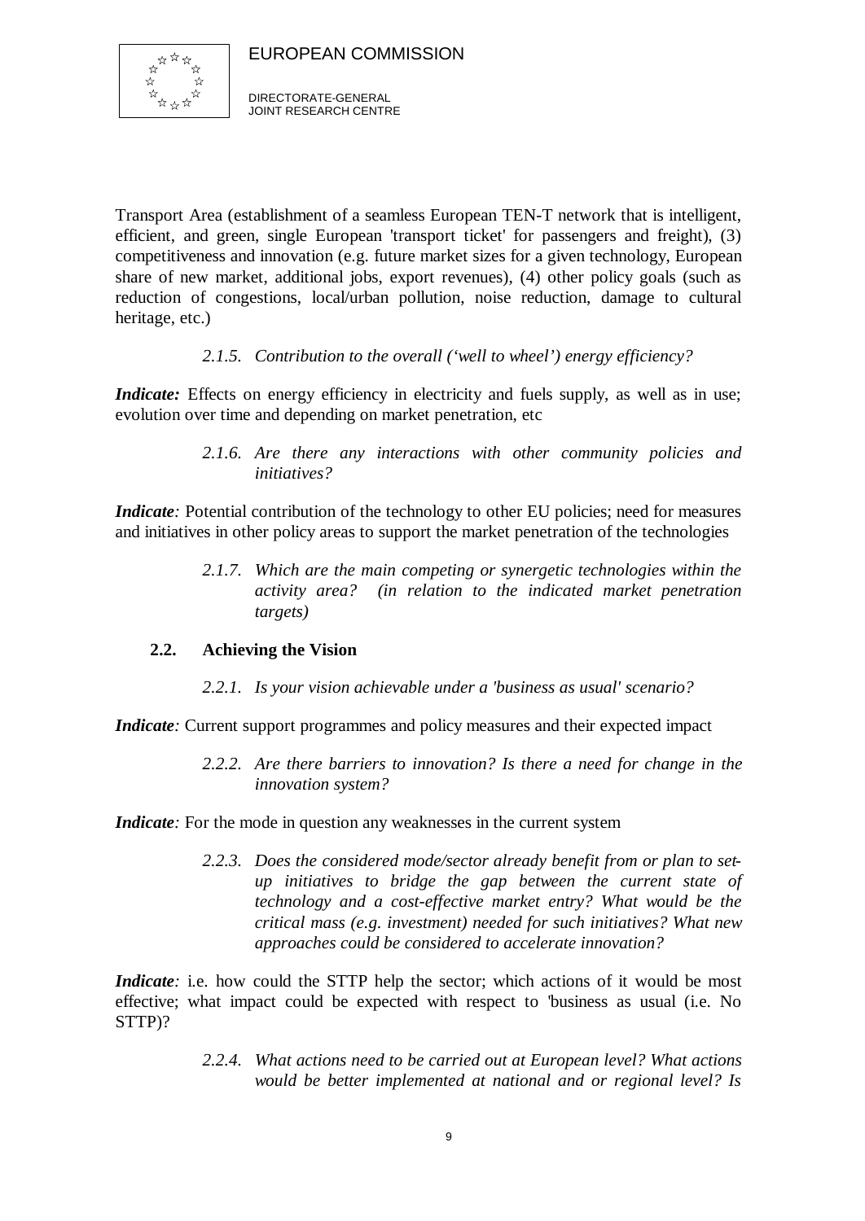Transport Area (establishment of a seamless European TEN-T network that is intelligent, efficient, and green, single European 'transport ticket' for passengers and freight), (3) competitiveness and innovation (e.g. future market sizes for a given technology, European share of new market, additional jobs, export revenues), (4) other policy goals (such as reduction of congestions, local/urban pollution, noise reduction, damage to cultural heritage, etc.)

*2.1.5. Contribution to the overall (‘well to wheel’) energy efficiency?*

***Indicate:*** Effects on energy efficiency in electricity and fuels supply, as well as in use; evolution over time and depending on market penetration, etc

*2.1.6. Are there any interactions with other community policies and initiatives?*

***Indicate**:* Potential contribution of the technology to other EU policies; need for measures and initiatives in other policy areas to support the market penetration of the technologies

*2.1.7. Which are the main competing or synergetic technologies within the activity area? (in relation to the indicated market penetration targets)*

### 2.2. Achieving the Vision

*2.2.1. Is your vision achievable under a 'business as usual' scenario?*

***Indicate**:* Current support programmes and policy measures and their expected impact

*2.2.2. Are there barriers to innovation? Is there a need for change in the innovation system?*

***Indicate**:* For the mode in question any weaknesses in the current system

*2.2.3. Does the considered mode/sector already benefit from or plan to set-up initiatives to bridge the gap between the current state of technology and a cost-effective market entry? What would be the critical mass (e.g. investment) needed for such initiatives? What new approaches could be considered to accelerate innovation?*

***Indicate**:* i.e. how could the STTP help the sector; which actions of it would be most effective; what impact could be expected with respect to 'business as usual (i.e. No STTP)?

*2.2.4. What actions need to be carried out at European level? What actions would be better implemented at national and or regional level? Is*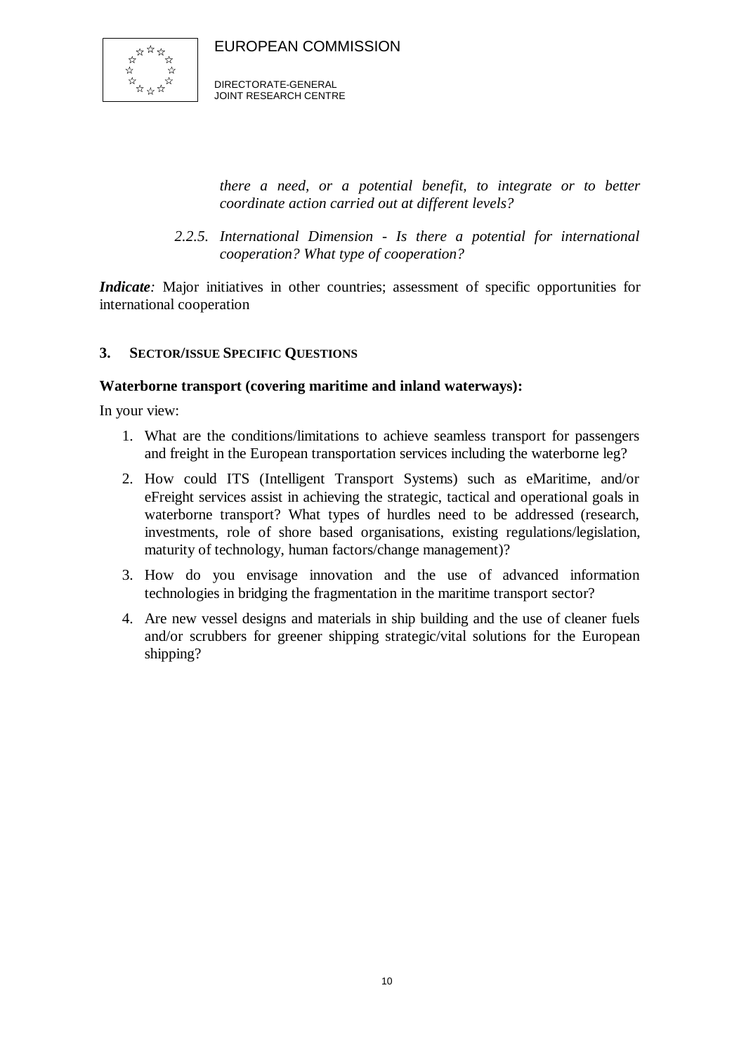*there a need, or a potential benefit, to integrate or to better coordinate action carried out at different levels?*

*2.2.5. International Dimension - Is there a potential for international cooperation? What type of cooperation?*

***Indicate:*** Major initiatives in other countries; assessment of specific opportunities for international cooperation

## 3. SECTOR/ISSUE SPECIFIC QUESTIONS

**Waterborne transport (covering maritime and inland waterways):**

In your view:

1. What are the conditions/limitations to achieve seamless transport for passengers and freight in the European transportation services including the waterborne leg?
2. How could ITS (Intelligent Transport Systems) such as eMaritime, and/or eFreight services assist in achieving the strategic, tactical and operational goals in waterborne transport? What types of hurdles need to be addressed (research, investments, role of shore based organisations, existing regulations/legislation, maturity of technology, human factors/change management)?
3. How do you envisage innovation and the use of advanced information technologies in bridging the fragmentation in the maritime transport sector?
4. Are new vessel designs and materials in ship building and the use of cleaner fuels and/or scrubbers for greener shipping strategic/vital solutions for the European shipping?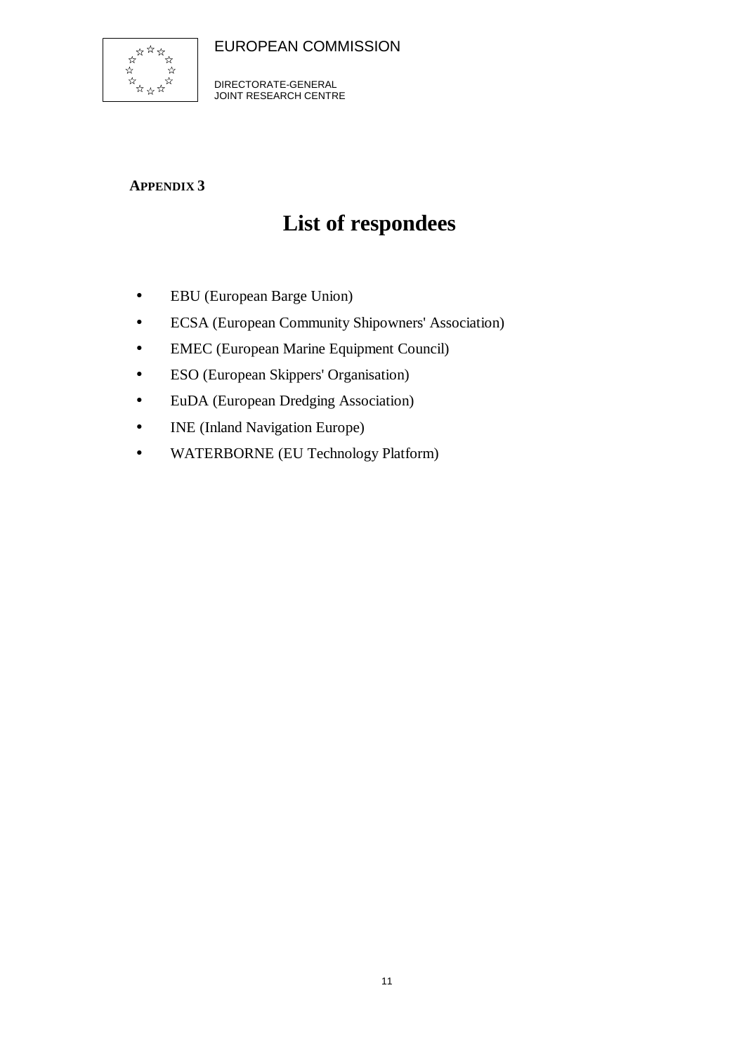EUROPEAN COMMISSION

DIRECTORATE-GENERAL
JOINT RESEARCH CENTRE

**APPENDIX 3**

# List of respondees

- EBU (European Barge Union)
- ECSA (European Community Shipowners' Association)
- EMEC (European Marine Equipment Council)
- ESO (European Skippers' Organisation)
- EuDA (European Dredging Association)
- INE (Inland Navigation Europe)
- WATERBORNE (EU Technology Platform)